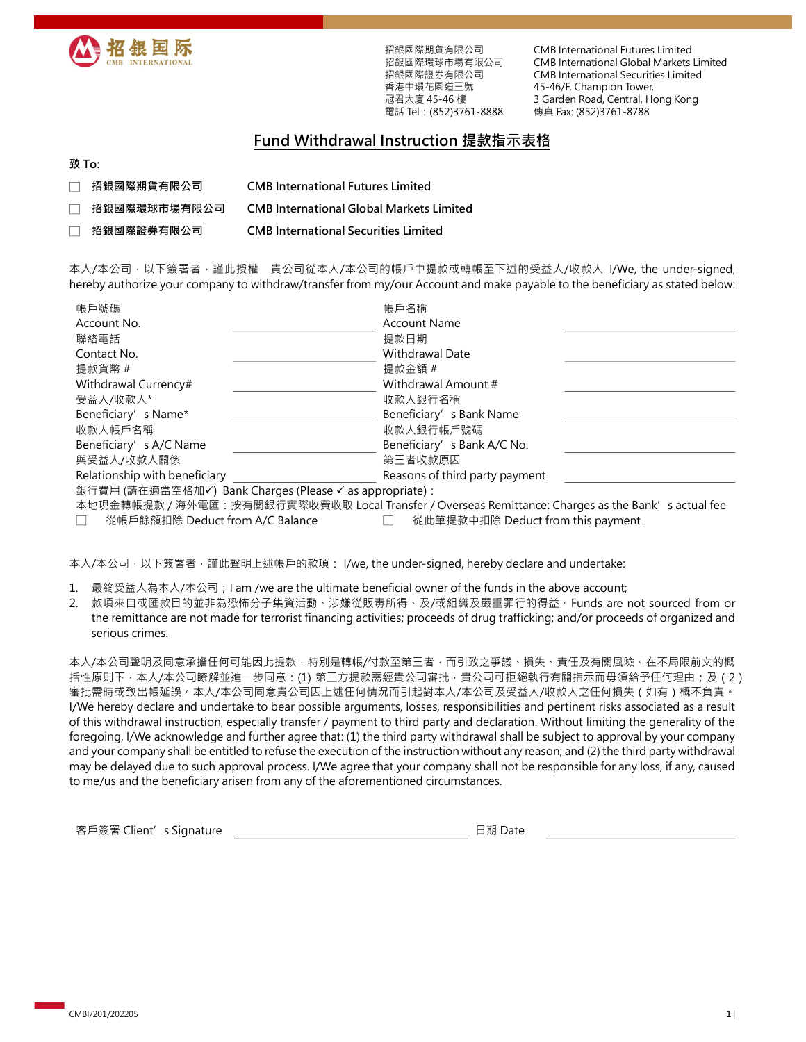招銀国际 CMB INTERNATIONAL

招銀國際期貨有限公司
招銀國際環球市場有限公司
招銀國際證券有限公司
香港中環花園道三號
冠君大廈 45-46 樓
電話 Tel：(852)3761-8888

CMB International Futures Limited
CMB International Global Markets Limited
CMB International Securities Limited
45-46/F, Champion Tower,
3 Garden Road, Central, Hong Kong
傳真 Fax: (852)3761-8788

# Fund Withdrawal Instruction 提款指示表格

**致 To:**

- ☐ **招銀國際期貨有限公司** **CMB International Futures Limited**
- ☐ **招銀國際環球市場有限公司** **CMB International Global Markets Limited**
- ☐ **招銀國際證券有限公司** **CMB International Securities Limited**

本人/本公司，以下簽署者，謹此授權 貴公司從本人/本公司的帳戶中提款或轉帳至下述的受益人/收款人 I/We, the under-signed, hereby authorize your company to withdraw/transfer from my/our Account and make payable to the beneficiary as stated below:

| | | | |
|---|---|---|---|
| 帳戶號碼 Account No. | ______________ | 帳戶名稱 Account Name | ______________ |
| 聯絡電話 Contact No. | ______________ | 提款日期 Withdrawal Date | ______________ |
| 提款貨幣 # Withdrawal Currency# | ______________ | 提款金額 # Withdrawal Amount # | ______________ |
| 受益人/收款人* Beneficiary's Name* | ______________ | 收款人銀行名稱 Beneficiary's Bank Name | ______________ |
| 收款人帳戶名稱 Beneficiary's A/C Name | ______________ | 收款人銀行帳戶號碼 Beneficiary's Bank A/C No. | ______________ |
| 與受益人/收款人關係 Relationship with beneficiary | ______________ | 第三者收款原因 Reasons of third party payment | ______________ |

銀行費用 (請在適當空格加✓) Bank Charges (Please ✓ as appropriate)：

本地現金轉帳提款 / 海外電匯：按有關銀行實際收費收取 Local Transfer / Overseas Remittance: Charges as the Bank's actual fee

☐ 從帳戶餘額扣除 Deduct from A/C Balance ☐ 從此筆提款中扣除 Deduct from this payment

本人/本公司，以下簽署者，謹此聲明上述帳戶的款項： I/we, the under-signed, hereby declare and undertake:

1. 最終受益人為本人/本公司；I am /we are the ultimate beneficial owner of the funds in the above account;
2. 款項來自或匯款目的並非為恐怖分子集資活動、涉嫌從販毒所得、及/或組織及嚴重罪行的得益。Funds are not sourced from or the remittance are not made for terrorist financing activities; proceeds of drug trafficking; and/or proceeds of organized and serious crimes.

本人/本公司聲明及同意承擔任何可能因此提款，特別是轉帳/付款至第三者，而引致之爭議、損失、責任及有關風險。在不局限前文的概括性原則下，本人/本公司瞭解並進一步同意：(1) 第三方提款需經貴公司審批，貴公司可拒絕執行有關指示而毋須給予任何理由；及 ( 2 ) 審批需時或致出帳延誤。本人/本公司同意貴公司因上述任何情況而引起對本人/本公司及受益人/收款人之任何損失 ( 如有 ) 概不負責。
I/We hereby declare and undertake to bear possible arguments, losses, responsibilities and pertinent risks associated as a result of this withdrawal instruction, especially transfer / payment to third party and declaration. Without limiting the generality of the foregoing, I/We acknowledge and further agree that: (1) the third party withdrawal shall be subject to approval by your company and your company shall be entitled to refuse the execution of the instruction without any reason; and (2) the third party withdrawal may be delayed due to such approval process. I/We agree that your company shall not be responsible for any loss, if any, caused to me/us and the beneficiary arisen from any of the aforementioned circumstances.

客戶簽署 Client's Signature ______________________ 日期 Date ______________

CMBI/201/202205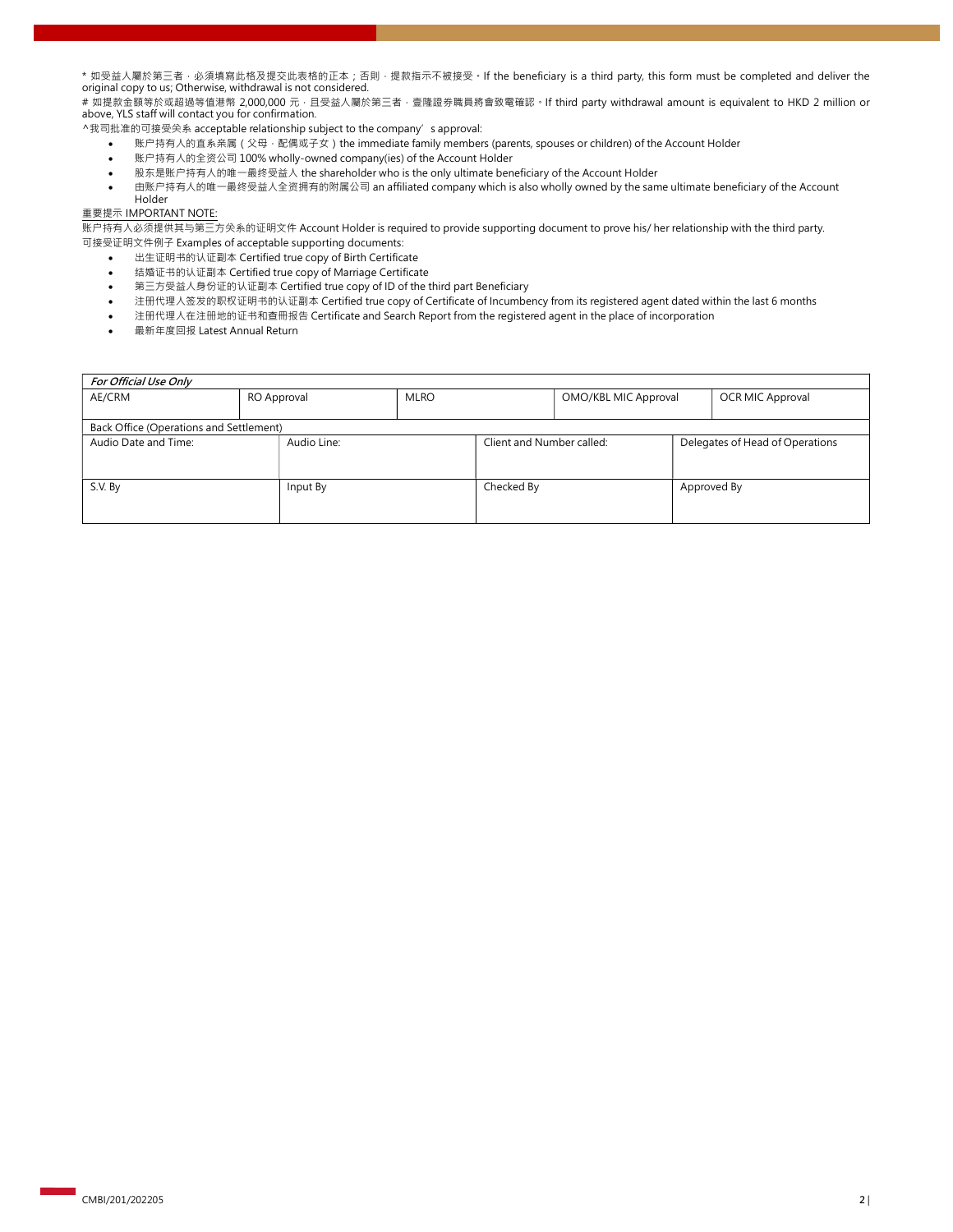* 如受益人屬於第三者，必須填寫此格及提交此表格的正本；否則，提款指示不被接受。If the beneficiary is a third party, this form must be completed and deliver the original copy to us; Otherwise, withdrawal is not considered.

# 如提款金額等於或超過等值港幣 2,000,000 元，且受益人屬於第三者，壹隆證券職員將會致電確認。If third party withdrawal amount is equivalent to HKD 2 million or above, YLS staff will contact you for confirmation.

^我司批准的可接受关系 acceptable relationship subject to the company's approval:

- 账户持有人的直系亲属（父母，配偶或子女）the immediate family members (parents, spouses or children) of the Account Holder
- 账户持有人的全资公司 100% wholly-owned company(ies) of the Account Holder
- 股东是账户持有人的唯一最终受益人 the shareholder who is the only ultimate beneficiary of the Account Holder
- 由账户持有人的唯一最终受益人全资拥有的附属公司 an affiliated company which is also wholly owned by the same ultimate beneficiary of the Account Holder

重要提示 IMPORTANT NOTE:

账户持有人必须提供其与第三方关系的证明文件 Account Holder is required to provide supporting document to prove his/ her relationship with the third party.

可接受证明文件例子 Examples of acceptable supporting documents:

- 出生证明书的认证副本 Certified true copy of Birth Certificate
- 结婚证书的认证副本 Certified true copy of Marriage Certificate
- 第三方受益人身份证的认证副本 Certified true copy of ID of the third part Beneficiary
- 注册代理人签发的职权证明书的认证副本 Certified true copy of Certificate of Incumbency from its registered agent dated within the last 6 months
- 注册代理人在注册地的证书和查冊报告 Certificate and Search Report from the registered agent in the place of incorporation
- 最新年度回报 Latest Annual Return

| *For Official Use Only* | | | | |
|---|---|---|---|---|
| AE/CRM | RO Approval | MLRO | OMO/KBL MIC Approval | OCR MIC Approval |

| Back Office (Operations and Settlement) | | | |
|---|---|---|---|
| Audio Date and Time: | Audio Line: | Client and Number called: | Delegates of Head of Operations |
| S.V. By | Input By | Checked By | Approved By |

CMBI/201/202205